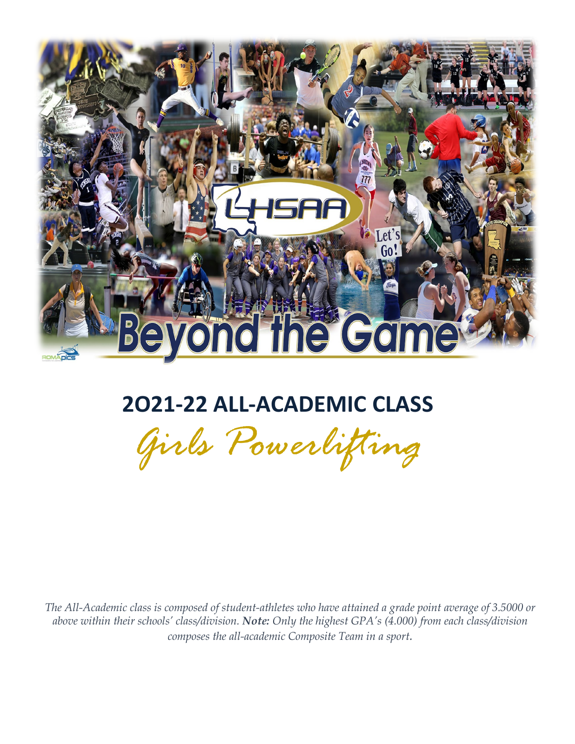# 2O21-22 ALL-ACADEMIC CLASS

## *Girls Powerlifting*

*The All-Academic class is composed of student-athletes who have attained a grade point average of 3.5000 or above within their schools' class/division. **Note:** Only the highest GPA's (4.000) from each class/division composes the all-academic Composite Team in a sport.*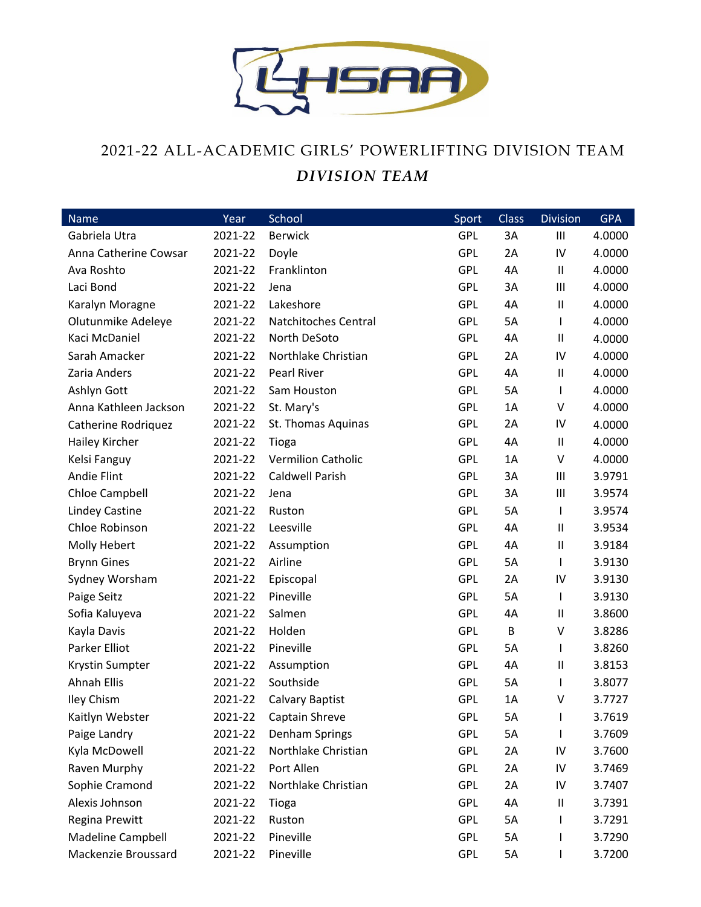# 2021-22 ALL-ACADEMIC GIRLS' POWERLIFTING DIVISION TEAM

## *DIVISION TEAM*

| Name | Year | School | Sport | Class | Division | GPA |
|---|---|---|---|---|---|---|
| Gabriela Utra | 2021-22 | Berwick | GPL | 3A | III | 4.0000 |
| Anna Catherine Cowsar | 2021-22 | Doyle | GPL | 2A | IV | 4.0000 |
| Ava Roshto | 2021-22 | Franklinton | GPL | 4A | II | 4.0000 |
| Laci Bond | 2021-22 | Jena | GPL | 3A | III | 4.0000 |
| Karalyn Moragne | 2021-22 | Lakeshore | GPL | 4A | II | 4.0000 |
| Olutunmike Adeleye | 2021-22 | Natchitoches Central | GPL | 5A | I | 4.0000 |
| Kaci McDaniel | 2021-22 | North DeSoto | GPL | 4A | II | 4.0000 |
| Sarah Amacker | 2021-22 | Northlake Christian | GPL | 2A | IV | 4.0000 |
| Zaria Anders | 2021-22 | Pearl River | GPL | 4A | II | 4.0000 |
| Ashlyn Gott | 2021-22 | Sam Houston | GPL | 5A | I | 4.0000 |
| Anna Kathleen Jackson | 2021-22 | St. Mary's | GPL | 1A | V | 4.0000 |
| Catherine Rodriquez | 2021-22 | St. Thomas Aquinas | GPL | 2A | IV | 4.0000 |
| Hailey Kircher | 2021-22 | Tioga | GPL | 4A | II | 4.0000 |
| Kelsi Fanguy | 2021-22 | Vermilion Catholic | GPL | 1A | V | 4.0000 |
| Andie Flint | 2021-22 | Caldwell Parish | GPL | 3A | III | 3.9791 |
| Chloe Campbell | 2021-22 | Jena | GPL | 3A | III | 3.9574 |
| Lindey Castine | 2021-22 | Ruston | GPL | 5A | I | 3.9574 |
| Chloe Robinson | 2021-22 | Leesville | GPL | 4A | II | 3.9534 |
| Molly Hebert | 2021-22 | Assumption | GPL | 4A | II | 3.9184 |
| Brynn Gines | 2021-22 | Airline | GPL | 5A | I | 3.9130 |
| Sydney Worsham | 2021-22 | Episcopal | GPL | 2A | IV | 3.9130 |
| Paige Seitz | 2021-22 | Pineville | GPL | 5A | I | 3.9130 |
| Sofia Kaluyeva | 2021-22 | Salmen | GPL | 4A | II | 3.8600 |
| Kayla Davis | 2021-22 | Holden | GPL | B | V | 3.8286 |
| Parker Elliot | 2021-22 | Pineville | GPL | 5A | I | 3.8260 |
| Krystin Sumpter | 2021-22 | Assumption | GPL | 4A | II | 3.8153 |
| Ahnah Ellis | 2021-22 | Southside | GPL | 5A | I | 3.8077 |
| Iley Chism | 2021-22 | Calvary Baptist | GPL | 1A | V | 3.7727 |
| Kaitlyn Webster | 2021-22 | Captain Shreve | GPL | 5A | I | 3.7619 |
| Paige Landry | 2021-22 | Denham Springs | GPL | 5A | I | 3.7609 |
| Kyla McDowell | 2021-22 | Northlake Christian | GPL | 2A | IV | 3.7600 |
| Raven Murphy | 2021-22 | Port Allen | GPL | 2A | IV | 3.7469 |
| Sophie Cramond | 2021-22 | Northlake Christian | GPL | 2A | IV | 3.7407 |
| Alexis Johnson | 2021-22 | Tioga | GPL | 4A | II | 3.7391 |
| Regina Prewitt | 2021-22 | Ruston | GPL | 5A | I | 3.7291 |
| Madeline Campbell | 2021-22 | Pineville | GPL | 5A | I | 3.7290 |
| Mackenzie Broussard | 2021-22 | Pineville | GPL | 5A | I | 3.7200 |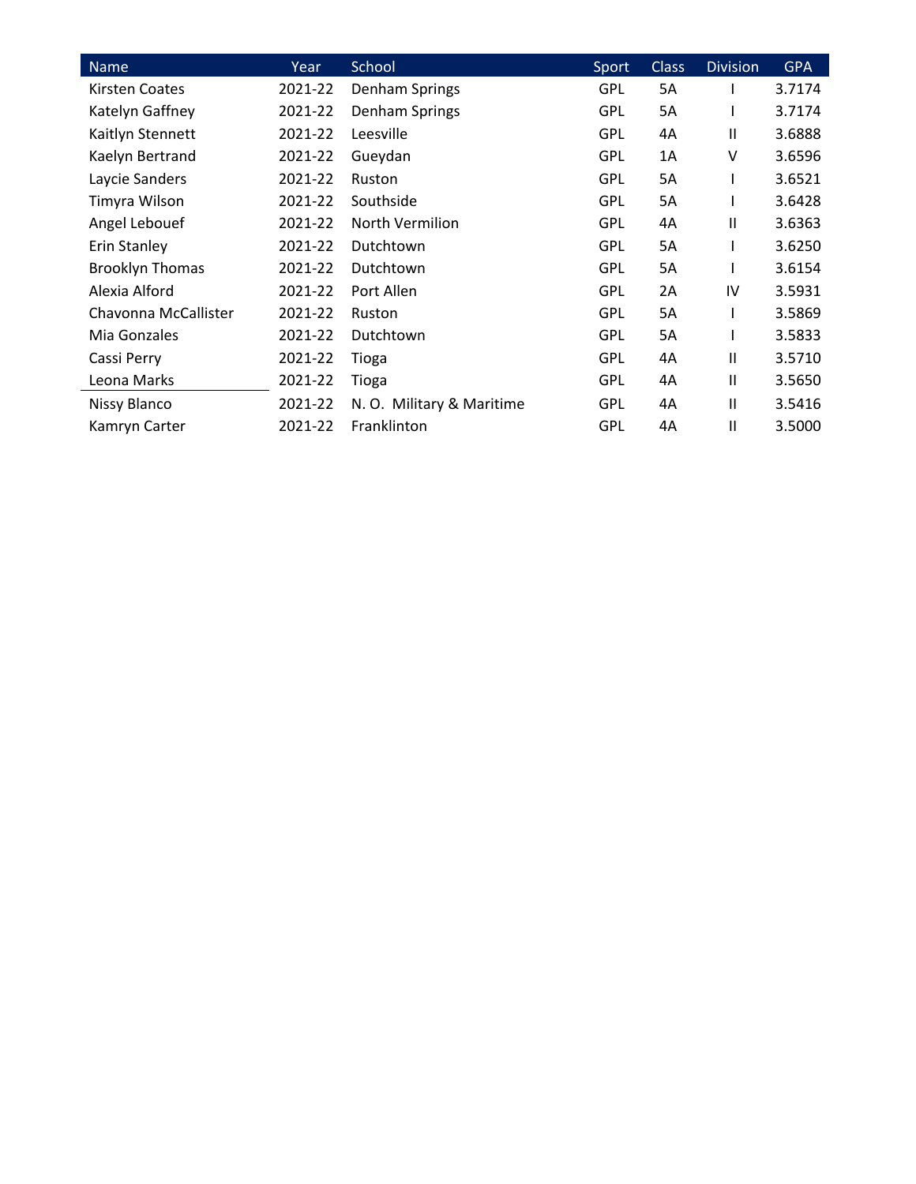| Name | Year | School | Sport | Class | Division | GPA |
|---|---|---|---|---|---|---|
| Kirsten Coates | 2021-22 | Denham Springs | GPL | 5A | I | 3.7174 |
| Katelyn Gaffney | 2021-22 | Denham Springs | GPL | 5A | I | 3.7174 |
| Kaitlyn Stennett | 2021-22 | Leesville | GPL | 4A | II | 3.6888 |
| Kaelyn Bertrand | 2021-22 | Gueydan | GPL | 1A | V | 3.6596 |
| Laycie Sanders | 2021-22 | Ruston | GPL | 5A | I | 3.6521 |
| Timyra Wilson | 2021-22 | Southside | GPL | 5A | I | 3.6428 |
| Angel Lebouef | 2021-22 | North Vermilion | GPL | 4A | II | 3.6363 |
| Erin Stanley | 2021-22 | Dutchtown | GPL | 5A | I | 3.6250 |
| Brooklyn Thomas | 2021-22 | Dutchtown | GPL | 5A | I | 3.6154 |
| Alexia Alford | 2021-22 | Port Allen | GPL | 2A | IV | 3.5931 |
| Chavonna McCallister | 2021-22 | Ruston | GPL | 5A | I | 3.5869 |
| Mia Gonzales | 2021-22 | Dutchtown | GPL | 5A | I | 3.5833 |
| Cassi Perry | 2021-22 | Tioga | GPL | 4A | II | 3.5710 |
| Leona Marks | 2021-22 | Tioga | GPL | 4A | II | 3.5650 |
| Nissy Blanco | 2021-22 | N. O. Military & Maritime | GPL | 4A | II | 3.5416 |
| Kamryn Carter | 2021-22 | Franklinton | GPL | 4A | II | 3.5000 |